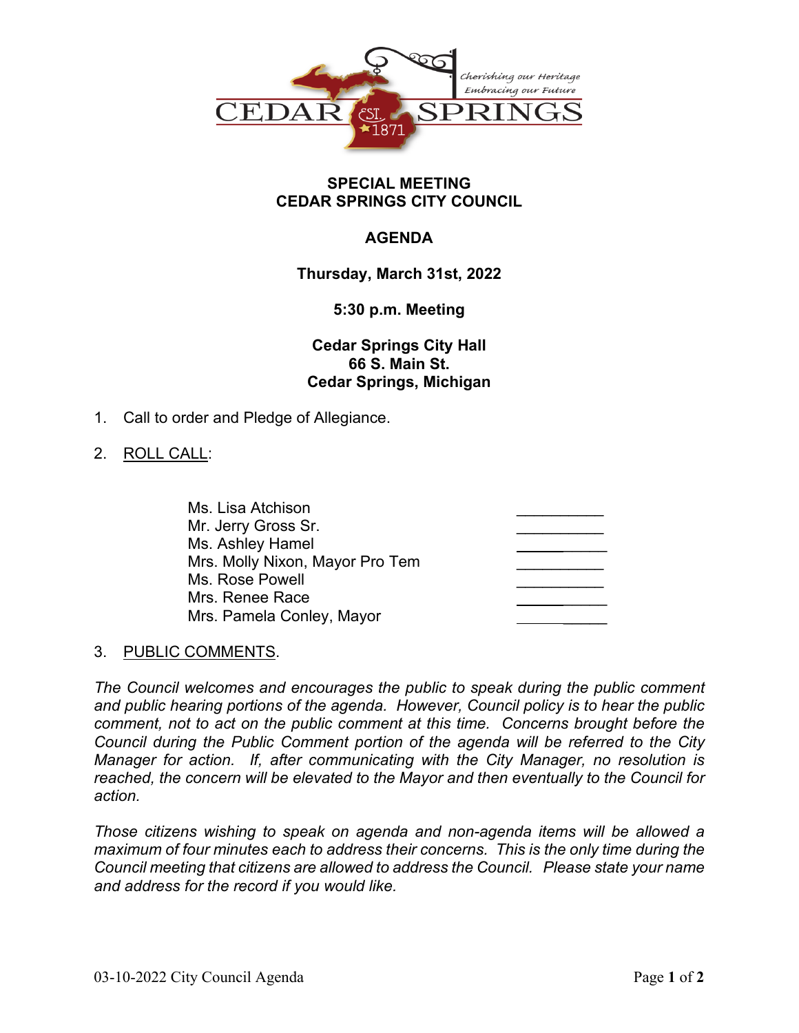Cherishing our Heritage
Embracing our Future

CEDAR SPRINGS
EST. 1871

**SPECIAL MEETING**
**CEDAR SPRINGS CITY COUNCIL**

**AGENDA**

**Thursday, March 31st, 2022**

**5:30 p.m. Meeting**

**Cedar Springs City Hall**
**66 S. Main St.**
**Cedar Springs, Michigan**

1. Call to order and Pledge of Allegiance.

2. ROLL CALL:

| | |
|---|---|
| Ms. Lisa Atchison | __________ |
| Mr. Jerry Gross Sr. | __________ |
| Ms. Ashley Hamel | __________ |
| Mrs. Molly Nixon, Mayor Pro Tem | __________ |
| Ms. Rose Powell | __________ |
| Mrs. Renee Race | __________ |
| Mrs. Pamela Conley, Mayor | __________ |

3. PUBLIC COMMENTS.

*The Council welcomes and encourages the public to speak during the public comment and public hearing portions of the agenda. However, Council policy is to hear the public comment, not to act on the public comment at this time. Concerns brought before the Council during the Public Comment portion of the agenda will be referred to the City Manager for action. If, after communicating with the City Manager, no resolution is reached, the concern will be elevated to the Mayor and then eventually to the Council for action.*

*Those citizens wishing to speak on agenda and non-agenda items will be allowed a maximum of four minutes each to address their concerns. This is the only time during the Council meeting that citizens are allowed to address the Council. Please state your name and address for the record if you would like.*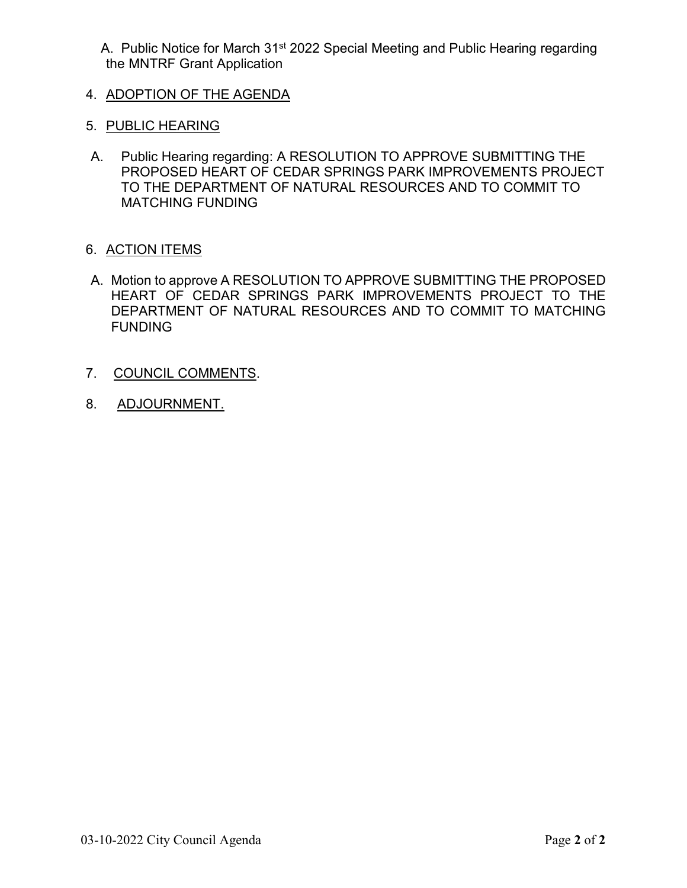A. Public Notice for March 31st 2022 Special Meeting and Public Hearing regarding the MNTRF Grant Application

4. ADOPTION OF THE AGENDA

5. PUBLIC HEARING

A. Public Hearing regarding: A RESOLUTION TO APPROVE SUBMITTING THE PROPOSED HEART OF CEDAR SPRINGS PARK IMPROVEMENTS PROJECT TO THE DEPARTMENT OF NATURAL RESOURCES AND TO COMMIT TO MATCHING FUNDING

6. ACTION ITEMS

A. Motion to approve A RESOLUTION TO APPROVE SUBMITTING THE PROPOSED HEART OF CEDAR SPRINGS PARK IMPROVEMENTS PROJECT TO THE DEPARTMENT OF NATURAL RESOURCES AND TO COMMIT TO MATCHING FUNDING

7. COUNCIL COMMENTS.

8. ADJOURNMENT.